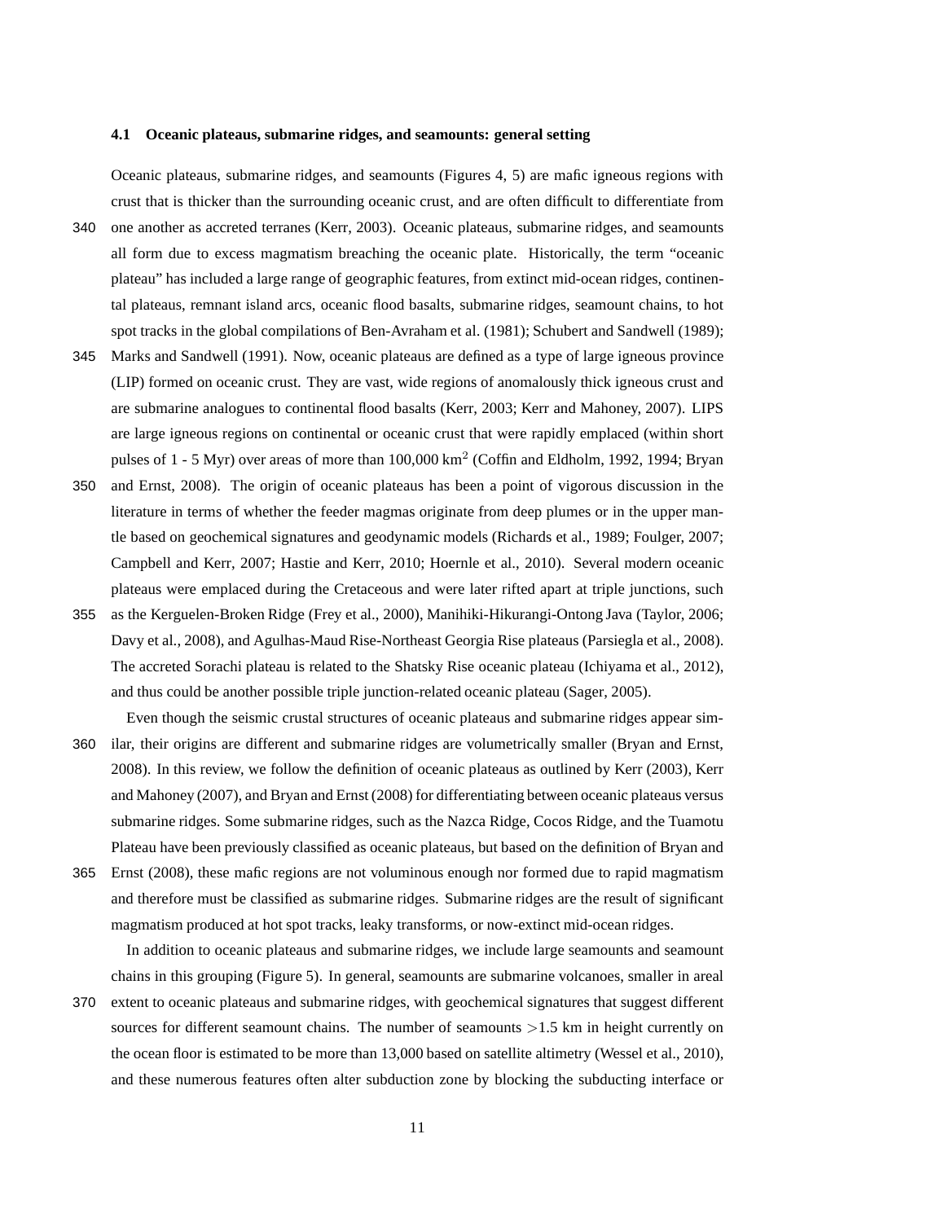### 4.1 Oceanic plateaus, submarine ridges, and seamounts: general setting

Oceanic plateaus, submarine ridges, and seamounts (Figures 4, 5) are mafic igneous regions with crust that is thicker than the surrounding oceanic crust, and are often difficult to differentiate from one another as accreted terranes (Kerr, 2003). Oceanic plateaus, submarine ridges, and seamounts all form due to excess magmatism breaching the oceanic plate. Historically, the term "oceanic plateau" has included a large range of geographic features, from extinct mid-ocean ridges, continental plateaus, remnant island arcs, oceanic flood basalts, submarine ridges, seamount chains, to hot spot tracks in the global compilations of Ben-Avraham et al. (1981); Schubert and Sandwell (1989); Marks and Sandwell (1991). Now, oceanic plateaus are defined as a type of large igneous province (LIP) formed on oceanic crust. They are vast, wide regions of anomalously thick igneous crust and are submarine analogues to continental flood basalts (Kerr, 2003; Kerr and Mahoney, 2007). LIPS are large igneous regions on continental or oceanic crust that were rapidly emplaced (within short pulses of 1 - 5 Myr) over areas of more than 100,000 $km^2$ (Coffin and Eldholm, 1992, 1994; Bryan and Ernst, 2008). The origin of oceanic plateaus has been a point of vigorous discussion in the literature in terms of whether the feeder magmas originate from deep plumes or in the upper mantle based on geochemical signatures and geodynamic models (Richards et al., 1989; Foulger, 2007; Campbell and Kerr, 2007; Hastie and Kerr, 2010; Hoernle et al., 2010). Several modern oceanic plateaus were emplaced during the Cretaceous and were later rifted apart at triple junctions, such as the Kerguelen-Broken Ridge (Frey et al., 2000), Manihiki-Hikurangi-Ontong Java (Taylor, 2006; Davy et al., 2008), and Agulhas-Maud Rise-Northeast Georgia Rise plateaus (Parsiegla et al., 2008). The accreted Sorachi plateau is related to the Shatsky Rise oceanic plateau (Ichiyama et al., 2012), and thus could be another possible triple junction-related oceanic plateau (Sager, 2005).

Even though the seismic crustal structures of oceanic plateaus and submarine ridges appear similar, their origins are different and submarine ridges are volumetrically smaller (Bryan and Ernst, 2008). In this review, we follow the definition of oceanic plateaus as outlined by Kerr (2003), Kerr and Mahoney (2007), and Bryan and Ernst (2008) for differentiating between oceanic plateaus versus submarine ridges. Some submarine ridges, such as the Nazca Ridge, Cocos Ridge, and the Tuamotu Plateau have been previously classified as oceanic plateaus, but based on the definition of Bryan and Ernst (2008), these mafic regions are not voluminous enough nor formed due to rapid magmatism and therefore must be classified as submarine ridges. Submarine ridges are the result of significant magmatism produced at hot spot tracks, leaky transforms, or now-extinct mid-ocean ridges.

In addition to oceanic plateaus and submarine ridges, we include large seamounts and seamount chains in this grouping (Figure 5). In general, seamounts are submarine volcanoes, smaller in areal extent to oceanic plateaus and submarine ridges, with geochemical signatures that suggest different sources for different seamount chains. The number of seamounts $>$1.5 km in height currently on the ocean floor is estimated to be more than 13,000 based on satellite altimetry (Wessel et al., 2010), and these numerous features often alter subduction zone by blocking the subducting interface or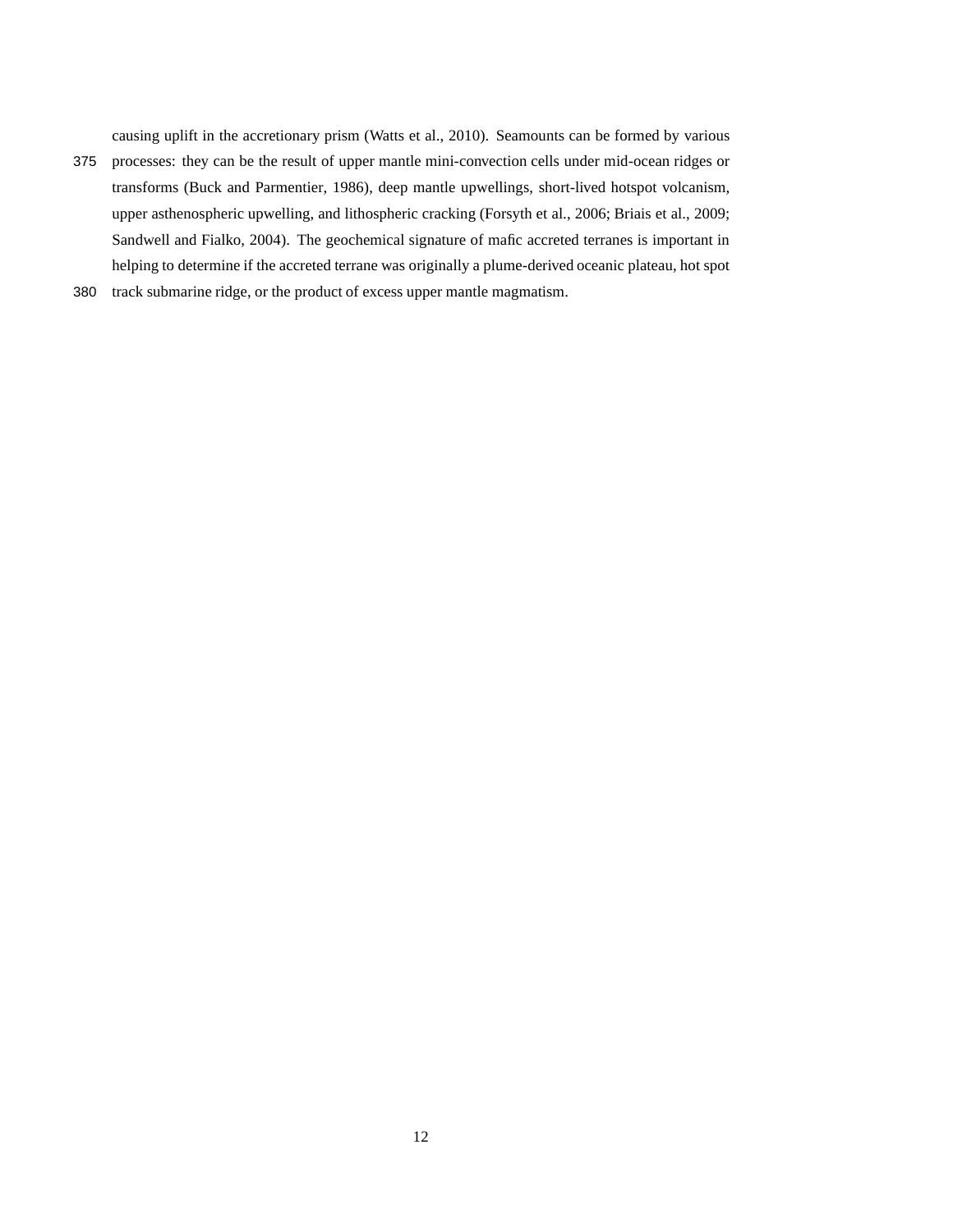causing uplift in the accretionary prism (Watts et al., 2010). Seamounts can be formed by various processes: they can be the result of upper mantle mini-convection cells under mid-ocean ridges or transforms (Buck and Parmentier, 1986), deep mantle upwellings, short-lived hotspot volcanism, upper asthenospheric upwelling, and lithospheric cracking (Forsyth et al., 2006; Briais et al., 2009; Sandwell and Fialko, 2004). The geochemical signature of mafic accreted terranes is important in helping to determine if the accreted terrane was originally a plume-derived oceanic plateau, hot spot track submarine ridge, or the product of excess upper mantle magmatism.